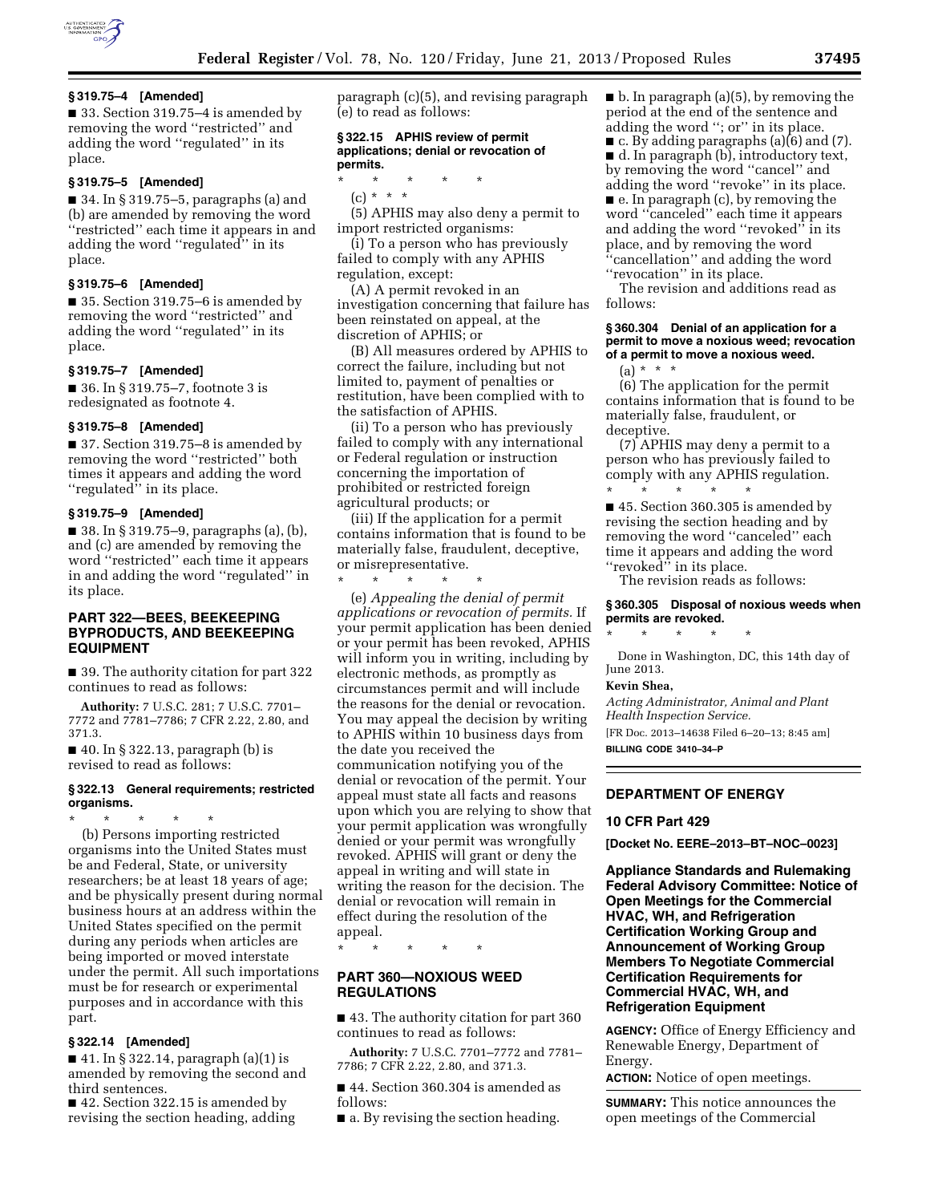### § 319.75–4 [Amended]

■ 33. Section 319.75–4 is amended by removing the word ''restricted'' and adding the word ''regulated'' in its place.

### § 319.75–5 [Amended]

■ 34. In § 319.75–5, paragraphs (a) and (b) are amended by removing the word ''restricted'' each time it appears in and adding the word ''regulated'' in its place.

### § 319.75–6 [Amended]

■ 35. Section 319.75–6 is amended by removing the word ''restricted'' and adding the word ''regulated'' in its place.

### § 319.75–7 [Amended]

■ 36. In § 319.75–7, footnote 3 is redesignated as footnote 4.

### § 319.75–8 [Amended]

■ 37. Section 319.75–8 is amended by removing the word ''restricted'' both times it appears and adding the word ''regulated'' in its place.

### § 319.75–9 [Amended]

■ 38. In § 319.75–9, paragraphs (a), (b), and (c) are amended by removing the word ''restricted'' each time it appears in and adding the word ''regulated'' in its place.

## PART 322—BEES, BEEKEEPING BYPRODUCTS, AND BEEKEEPING EQUIPMENT

■ 39. The authority citation for part 322 continues to read as follows:

**Authority:** 7 U.S.C. 281; 7 U.S.C. 7701–7772 and 7781–7786; 7 CFR 2.22, 2.80, and 371.3.

■ 40. In § 322.13, paragraph (b) is revised to read as follows:

### § 322.13 General requirements; restricted organisms.

\* \* \* \* \*

(b) Persons importing restricted organisms into the United States must be and Federal, State, or university researchers; be at least 18 years of age; and be physically present during normal business hours at an address within the United States specified on the permit during any periods when articles are being imported or moved interstate under the permit. All such importations must be for research or experimental purposes and in accordance with this part.

### § 322.14 [Amended]

■ 41. In § 322.14, paragraph (a)(1) is amended by removing the second and third sentences.

■ 42. Section 322.15 is amended by revising the section heading, adding paragraph (c)(5), and revising paragraph (e) to read as follows:

### § 322.15 APHIS review of permit applications; denial or revocation of permits.

\* \* \* \* \*

(c) \* \* \*

(5) APHIS may also deny a permit to import restricted organisms:

(i) To a person who has previously failed to comply with any APHIS regulation, except:

(A) A permit revoked in an investigation concerning that failure has been reinstated on appeal, at the discretion of APHIS; or

(B) All measures ordered by APHIS to correct the failure, including but not limited to, payment of penalties or restitution, have been complied with to the satisfaction of APHIS.

(ii) To a person who has previously failed to comply with any international or Federal regulation or instruction concerning the importation of prohibited or restricted foreign agricultural products; or

(iii) If the application for a permit contains information that is found to be materially false, fraudulent, deceptive, or misrepresentative.

\* \* \* \* \*

(e) *Appealing the denial of permit applications or revocation of permits.* If your permit application has been denied or your permit has been revoked, APHIS will inform you in writing, including by electronic methods, as promptly as circumstances permit and will include the reasons for the denial or revocation. You may appeal the decision by writing to APHIS within 10 business days from the date you received the communication notifying you of the denial or revocation of the permit. Your appeal must state all facts and reasons upon which you are relying to show that your permit application was wrongfully denied or your permit was wrongfully revoked. APHIS will grant or deny the appeal in writing and will state in writing the reason for the decision. The denial or revocation will remain in effect during the resolution of the appeal.

\* \* \* \* \*

## PART 360—NOXIOUS WEED REGULATIONS

■ 43. The authority citation for part 360 continues to read as follows:

**Authority:** 7 U.S.C. 7701–7772 and 7781–7786; 7 CFR 2.22, 2.80, and 371.3.

■ 44. Section 360.304 is amended as follows:

■ a. By revising the section heading.

■ b. In paragraph (a)(5), by removing the period at the end of the sentence and adding the word ''; or'' in its place.

■ c. By adding paragraphs (a)(6) and (7).

■ d. In paragraph (b), introductory text, by removing the word ''cancel'' and adding the word ''revoke'' in its place.

■ e. In paragraph (c), by removing the word ''canceled'' each time it appears and adding the word ''revoked'' in its place, and by removing the word ''cancellation'' and adding the word ''revocation'' in its place.

The revision and additions read as follows:

### § 360.304 Denial of an application for a permit to move a noxious weed; revocation of a permit to move a noxious weed.

(a) \* \* \*

(6) The application for the permit contains information that is found to be materially false, fraudulent, or deceptive.

(7) APHIS may deny a permit to a person who has previously failed to comply with any APHIS regulation.

\* \* \* \* \*

■ 45. Section 360.305 is amended by revising the section heading and by removing the word ''canceled'' each time it appears and adding the word ''revoked'' in its place.

The revision reads as follows:

### § 360.305 Disposal of noxious weeds when permits are revoked.

\* \* \* \* \*

Done in Washington, DC, this 14th day of June 2013.

**Kevin Shea,**

*Acting Administrator, Animal and Plant Health Inspection Service.*

[FR Doc. 2013–14638 Filed 6–20–13; 8:45 am]

**BILLING CODE 3410–34–P**

---

## DEPARTMENT OF ENERGY

### 10 CFR Part 429

**[Docket No. EERE–2013–BT–NOC–0023]**

## Appliance Standards and Rulemaking Federal Advisory Committee: Notice of Open Meetings for the Commercial HVAC, WH, and Refrigeration Certification Working Group and Announcement of Working Group Members To Negotiate Commercial Certification Requirements for Commercial HVAC, WH, and Refrigeration Equipment

**AGENCY:** Office of Energy Efficiency and Renewable Energy, Department of Energy.

**ACTION:** Notice of open meetings.

**SUMMARY:** This notice announces the open meetings of the Commercial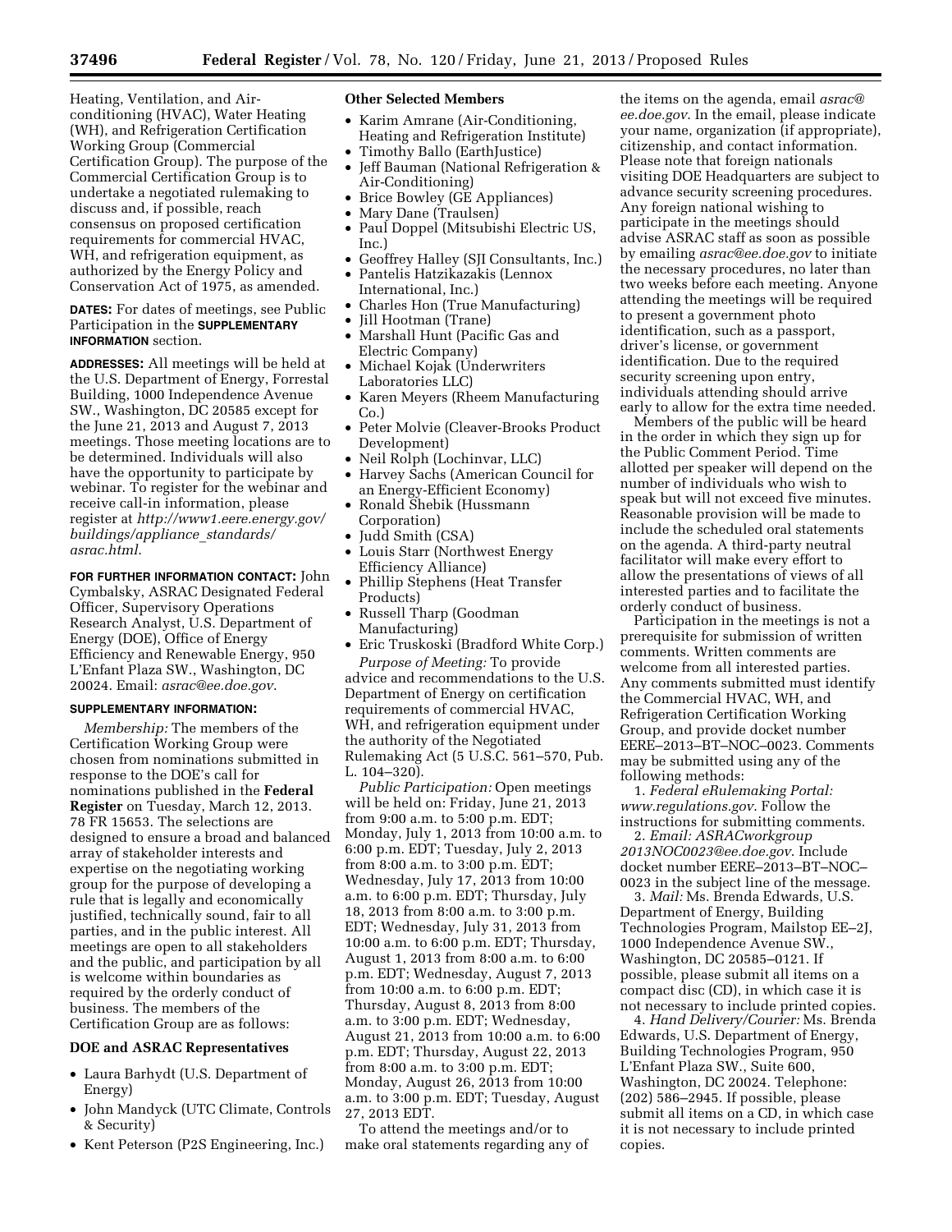Heating, Ventilation, and Air-conditioning (HVAC), Water Heating (WH), and Refrigeration Certification Working Group (Commercial Certification Group). The purpose of the Commercial Certification Group is to undertake a negotiated rulemaking to discuss and, if possible, reach consensus on proposed certification requirements for commercial HVAC, WH, and refrigeration equipment, as authorized by the Energy Policy and Conservation Act of 1975, as amended.

**DATES:** For dates of meetings, see Public Participation in the **SUPPLEMENTARY INFORMATION** section.

**ADDRESSES:** All meetings will be held at the U.S. Department of Energy, Forrestal Building, 1000 Independence Avenue SW., Washington, DC 20585 except for the June 21, 2013 and August 7, 2013 meetings. Those meeting locations are to be determined. Individuals will also have the opportunity to participate by webinar. To register for the webinar and receive call-in information, please register at *http://www1.eere.energy.gov/buildings/appliance_standards/asrac.html*.

**FOR FURTHER INFORMATION CONTACT:** John Cymbalsky, ASRAC Designated Federal Officer, Supervisory Operations Research Analyst, U.S. Department of Energy (DOE), Office of Energy Efficiency and Renewable Energy, 950 L'Enfant Plaza SW., Washington, DC 20024. Email: *asrac@ee.doe.gov*.

**SUPPLEMENTARY INFORMATION:**

*Membership:* The members of the Certification Working Group were chosen from nominations submitted in response to the DOE's call for nominations published in the **Federal Register** on Tuesday, March 12, 2013. 78 FR 15653. The selections are designed to ensure a broad and balanced array of stakeholder interests and expertise on the negotiating working group for the purpose of developing a rule that is legally and economically justified, technically sound, fair to all parties, and in the public interest. All meetings are open to all stakeholders and the public, and participation by all is welcome within boundaries as required by the orderly conduct of business. The members of the Certification Group are as follows:

**DOE and ASRAC Representatives**

- Laura Barhydt (U.S. Department of Energy)
- John Mandyck (UTC Climate, Controls & Security)
- Kent Peterson (P2S Engineering, Inc.)

**Other Selected Members**

- Karim Amrane (Air-Conditioning, Heating and Refrigeration Institute)
- Timothy Ballo (EarthJustice)
- Jeff Bauman (National Refrigeration & Air-Conditioning)
- Brice Bowley (GE Appliances)
- Mary Dane (Traulsen)
- Paul Doppel (Mitsubishi Electric US, Inc.)
- Geoffrey Halley (SJI Consultants, Inc.)
- Pantelis Hatzikazakis (Lennox International, Inc.)
- Charles Hon (True Manufacturing)
- Jill Hootman (Trane)
- Marshall Hunt (Pacific Gas and Electric Company)
- Michael Kojak (Underwriters Laboratories LLC)
- Karen Meyers (Rheem Manufacturing Co.)
- Peter Molvie (Cleaver-Brooks Product Development)
- Neil Rolph (Lochinvar, LLC)
- Harvey Sachs (American Council for an Energy-Efficient Economy)
- Ronald Shebik (Hussmann Corporation)
- Judd Smith (CSA)
- Louis Starr (Northwest Energy Efficiency Alliance)
- Phillip Stephens (Heat Transfer Products)
- Russell Tharp (Goodman Manufacturing)
- Eric Truskoski (Bradford White Corp.)

*Purpose of Meeting:* To provide advice and recommendations to the U.S. Department of Energy on certification requirements of commercial HVAC, WH, and refrigeration equipment under the authority of the Negotiated Rulemaking Act (5 U.S.C. 561–570, Pub. L. 104–320).

*Public Participation:* Open meetings will be held on: Friday, June 21, 2013 from 9:00 a.m. to 5:00 p.m. EDT; Monday, July 1, 2013 from 10:00 a.m. to 6:00 p.m. EDT; Tuesday, July 2, 2013 from 8:00 a.m. to 3:00 p.m. EDT; Wednesday, July 17, 2013 from 10:00 a.m. to 6:00 p.m. EDT; Thursday, July 18, 2013 from 8:00 a.m. to 3:00 p.m. EDT; Wednesday, July 31, 2013 from 10:00 a.m. to 6:00 p.m. EDT; Thursday, August 1, 2013 from 8:00 a.m. to 6:00 p.m. EDT; Wednesday, August 7, 2013 from 10:00 a.m. to 6:00 p.m. EDT; Thursday, August 8, 2013 from 8:00 a.m. to 3:00 p.m. EDT; Wednesday, August 21, 2013 from 10:00 a.m. to 6:00 p.m. EDT; Thursday, August 22, 2013 from 8:00 a.m. to 3:00 p.m. EDT; Monday, August 26, 2013 from 10:00 a.m. to 3:00 p.m. EDT; Tuesday, August 27, 2013 EDT.

To attend the meetings and/or to make oral statements regarding any of the items on the agenda, email *asrac@ee.doe.gov*. In the email, please indicate your name, organization (if appropriate), citizenship, and contact information. Please note that foreign nationals visiting DOE Headquarters are subject to advance security screening procedures. Any foreign national wishing to participate in the meetings should advise ASRAC staff as soon as possible by emailing *asrac@ee.doe.gov* to initiate the necessary procedures, no later than two weeks before each meeting. Anyone attending the meetings will be required to present a government photo identification, such as a passport, driver's license, or government identification. Due to the required security screening upon entry, individuals attending should arrive early to allow for the extra time needed.

Members of the public will be heard in the order in which they sign up for the Public Comment Period. Time allotted per speaker will depend on the number of individuals who wish to speak but will not exceed five minutes. Reasonable provision will be made to include the scheduled oral statements on the agenda. A third-party neutral facilitator will make every effort to allow the presentations of views of all interested parties and to facilitate the orderly conduct of business.

Participation in the meetings is not a prerequisite for submission of written comments. Written comments are welcome from all interested parties. Any comments submitted must identify the Commercial HVAC, WH, and Refrigeration Certification Working Group, and provide docket number EERE–2013–BT–NOC–0023. Comments may be submitted using any of the following methods:

1. *Federal eRulemaking Portal: www.regulations.gov*. Follow the instructions for submitting comments.
2. *Email: ASRACworkgroup2013NOC0023@ee.doe.gov*. Include docket number EERE–2013–BT–NOC–0023 in the subject line of the message.
3. *Mail:* Ms. Brenda Edwards, U.S. Department of Energy, Building Technologies Program, Mailstop EE–2J, 1000 Independence Avenue SW., Washington, DC 20585–0121. If possible, please submit all items on a compact disc (CD), in which case it is not necessary to include printed copies.
4. *Hand Delivery/Courier:* Ms. Brenda Edwards, U.S. Department of Energy, Building Technologies Program, 950 L'Enfant Plaza SW., Suite 600, Washington, DC 20024. Telephone: (202) 586–2945. If possible, please submit all items on a CD, in which case it is not necessary to include printed copies.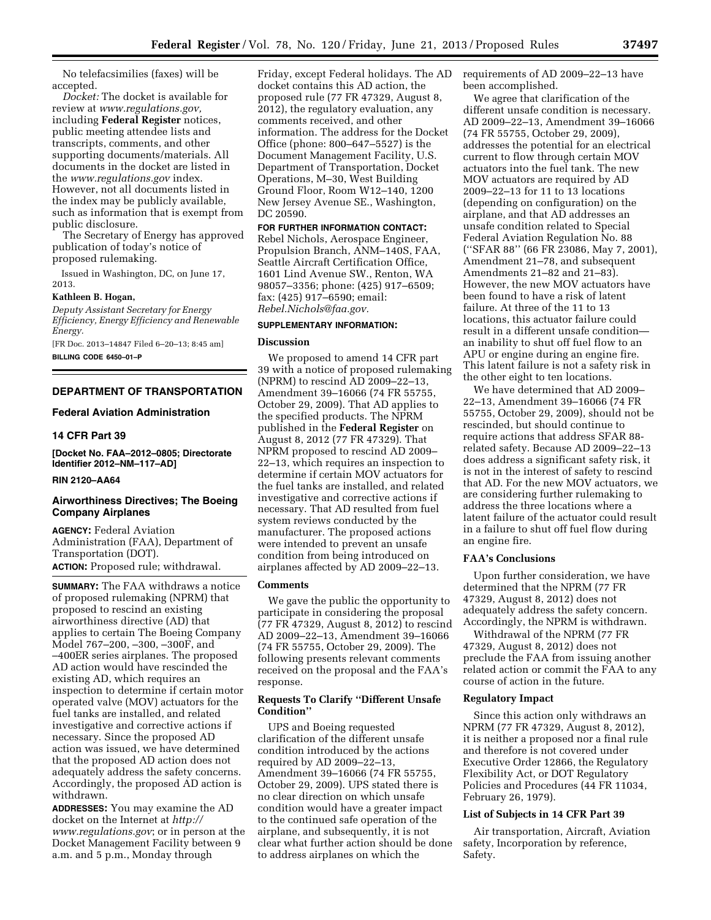No telefacsimilies (faxes) will be accepted.

*Docket:* The docket is available for review at *www.regulations.gov,* including **Federal Register** notices, public meeting attendee lists and transcripts, comments, and other supporting documents/materials. All documents in the docket are listed in the *www.regulations.gov* index. However, not all documents listed in the index may be publicly available, such as information that is exempt from public disclosure.

The Secretary of Energy has approved publication of today's notice of proposed rulemaking.

Issued in Washington, DC, on June 17, 2013.

**Kathleen B. Hogan,**

*Deputy Assistant Secretary for Energy Efficiency, Energy Efficiency and Renewable Energy.*

[FR Doc. 2013–14847 Filed 6–20–13; 8:45 am]

**BILLING CODE 6450–01–P**

## DEPARTMENT OF TRANSPORTATION

### Federal Aviation Administration

### 14 CFR Part 39

**[Docket No. FAA–2012–0805; Directorate Identifier 2012–NM–117–AD]**

**RIN 2120–AA64**

### Airworthiness Directives; The Boeing Company Airplanes

**AGENCY:** Federal Aviation Administration (FAA), Department of Transportation (DOT).

**ACTION:** Proposed rule; withdrawal.

**SUMMARY:** The FAA withdraws a notice of proposed rulemaking (NPRM) that proposed to rescind an existing airworthiness directive (AD) that applies to certain The Boeing Company Model 767–200, –300, –300F, and –400ER series airplanes. The proposed AD action would have rescinded the existing AD, which requires an inspection to determine if certain motor operated valve (MOV) actuators for the fuel tanks are installed, and related investigative and corrective actions if necessary. Since the proposed AD action was issued, we have determined that the proposed AD action does not adequately address the safety concerns. Accordingly, the proposed AD action is withdrawn.

**ADDRESSES:** You may examine the AD docket on the Internet at *http://www.regulations.gov*; or in person at the Docket Management Facility between 9 a.m. and 5 p.m., Monday through Friday, except Federal holidays. The AD docket contains this AD action, the proposed rule (77 FR 47329, August 8, 2012), the regulatory evaluation, any comments received, and other information. The address for the Docket Office (phone: 800–647–5527) is the Document Management Facility, U.S. Department of Transportation, Docket Operations, M–30, West Building Ground Floor, Room W12–140, 1200 New Jersey Avenue SE., Washington, DC 20590.

**FOR FURTHER INFORMATION CONTACT:** Rebel Nichols, Aerospace Engineer, Propulsion Branch, ANM–140S, FAA, Seattle Aircraft Certification Office, 1601 Lind Avenue SW., Renton, WA 98057–3356; phone: (425) 917–6509; fax: (425) 917–6590; email: *Rebel.Nichols@faa.gov.*

**SUPPLEMENTARY INFORMATION:**

### Discussion

We proposed to amend 14 CFR part 39 with a notice of proposed rulemaking (NPRM) to rescind AD 2009–22–13, Amendment 39–16066 (74 FR 55755, October 29, 2009). That AD applies to the specified products. The NPRM published in the **Federal Register** on August 8, 2012 (77 FR 47329). That NPRM proposed to rescind AD 2009–22–13, which requires an inspection to determine if certain MOV actuators for the fuel tanks are installed, and related investigative and corrective actions if necessary. That AD resulted from fuel system reviews conducted by the manufacturer. The proposed actions were intended to prevent an unsafe condition from being introduced on airplanes affected by AD 2009–22–13.

### Comments

We gave the public the opportunity to participate in considering the proposal (77 FR 47329, August 8, 2012) to rescind AD 2009–22–13, Amendment 39–16066 (74 FR 55755, October 29, 2009). The following presents relevant comments received on the proposal and the FAA's response.

### Requests To Clarify "Different Unsafe Condition"

UPS and Boeing requested clarification of the different unsafe condition introduced by the actions required by AD 2009–22–13, Amendment 39–16066 (74 FR 55755, October 29, 2009). UPS stated there is no clear direction on which unsafe condition would have a greater impact to the continued safe operation of the airplane, and subsequently, it is not clear what further action should be done to address airplanes on which the requirements of AD 2009–22–13 have been accomplished.

We agree that clarification of the different unsafe condition is necessary. AD 2009–22–13, Amendment 39–16066 (74 FR 55755, October 29, 2009), addresses the potential for an electrical current to flow through certain MOV actuators into the fuel tank. The new MOV actuators are required by AD 2009–22–13 for 11 to 13 locations (depending on configuration) on the airplane, and that AD addresses an unsafe condition related to Special Federal Aviation Regulation No. 88 ("SFAR 88" (66 FR 23086, May 7, 2001), Amendment 21–78, and subsequent Amendments 21–82 and 21–83). However, the new MOV actuators have been found to have a risk of latent failure. At three of the 11 to 13 locations, this actuator failure could result in a different unsafe condition—an inability to shut off fuel flow to an APU or engine during an engine fire. This latent failure is not a safety risk in the other eight to ten locations.

We have determined that AD 2009–22–13, Amendment 39–16066 (74 FR 55755, October 29, 2009), should not be rescinded, but should continue to require actions that address SFAR 88-related safety. Because AD 2009–22–13 does address a significant safety risk, it is not in the interest of safety to rescind that AD. For the new MOV actuators, we are considering further rulemaking to address the three locations where a latent failure of the actuator could result in a failure to shut off fuel flow during an engine fire.

### FAA's Conclusions

Upon further consideration, we have determined that the NPRM (77 FR 47329, August 8, 2012) does not adequately address the safety concern. Accordingly, the NPRM is withdrawn.

Withdrawal of the NPRM (77 FR 47329, August 8, 2012) does not preclude the FAA from issuing another related action or commit the FAA to any course of action in the future.

### Regulatory Impact

Since this action only withdraws an NPRM (77 FR 47329, August 8, 2012), it is neither a proposed nor a final rule and therefore is not covered under Executive Order 12866, the Regulatory Flexibility Act, or DOT Regulatory Policies and Procedures (44 FR 11034, February 26, 1979).

### List of Subjects in 14 CFR Part 39

Air transportation, Aircraft, Aviation safety, Incorporation by reference, Safety.